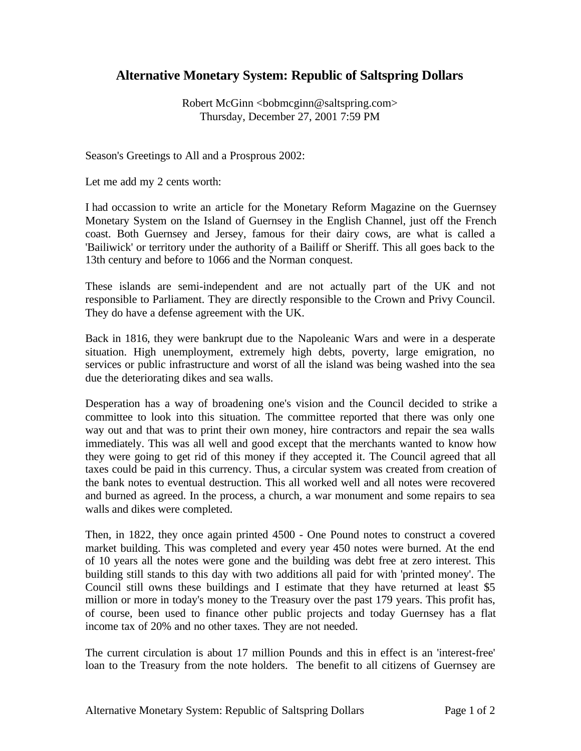# Alternative Monetary System: Republic of Saltspring Dollars

Robert McGinn <bobmcginn@saltspring.com>
Thursday, December 27, 2001 7:59 PM

Season's Greetings to All and a Prosprous 2002:

Let me add my 2 cents worth:

I had occassion to write an article for the Monetary Reform Magazine on the Guernsey Monetary System on the Island of Guernsey in the English Channel, just off the French coast. Both Guernsey and Jersey, famous for their dairy cows, are what is called a 'Bailiwick' or territory under the authority of a Bailiff or Sheriff. This all goes back to the 13th century and before to 1066 and the Norman conquest.

These islands are semi-independent and are not actually part of the UK and not responsible to Parliament. They are directly responsible to the Crown and Privy Council. They do have a defense agreement with the UK.

Back in 1816, they were bankrupt due to the Napoleanic Wars and were in a desperate situation. High unemployment, extremely high debts, poverty, large emigration, no services or public infrastructure and worst of all the island was being washed into the sea due the deteriorating dikes and sea walls.

Desperation has a way of broadening one's vision and the Council decided to strike a committee to look into this situation. The committee reported that there was only one way out and that was to print their own money, hire contractors and repair the sea walls immediately. This was all well and good except that the merchants wanted to know how they were going to get rid of this money if they accepted it. The Council agreed that all taxes could be paid in this currency. Thus, a circular system was created from creation of the bank notes to eventual destruction. This all worked well and all notes were recovered and burned as agreed. In the process, a church, a war monument and some repairs to sea walls and dikes were completed.

Then, in 1822, they once again printed 4500 - One Pound notes to construct a covered market building. This was completed and every year 450 notes were burned. At the end of 10 years all the notes were gone and the building was debt free at zero interest. This building still stands to this day with two additions all paid for with 'printed money'. The Council still owns these buildings and I estimate that they have returned at least $5 million or more in today's money to the Treasury over the past 179 years. This profit has, of course, been used to finance other public projects and today Guernsey has a flat income tax of 20% and no other taxes. They are not needed.

The current circulation is about 17 million Pounds and this in effect is an 'interest-free' loan to the Treasury from the note holders. The benefit to all citizens of Guernsey are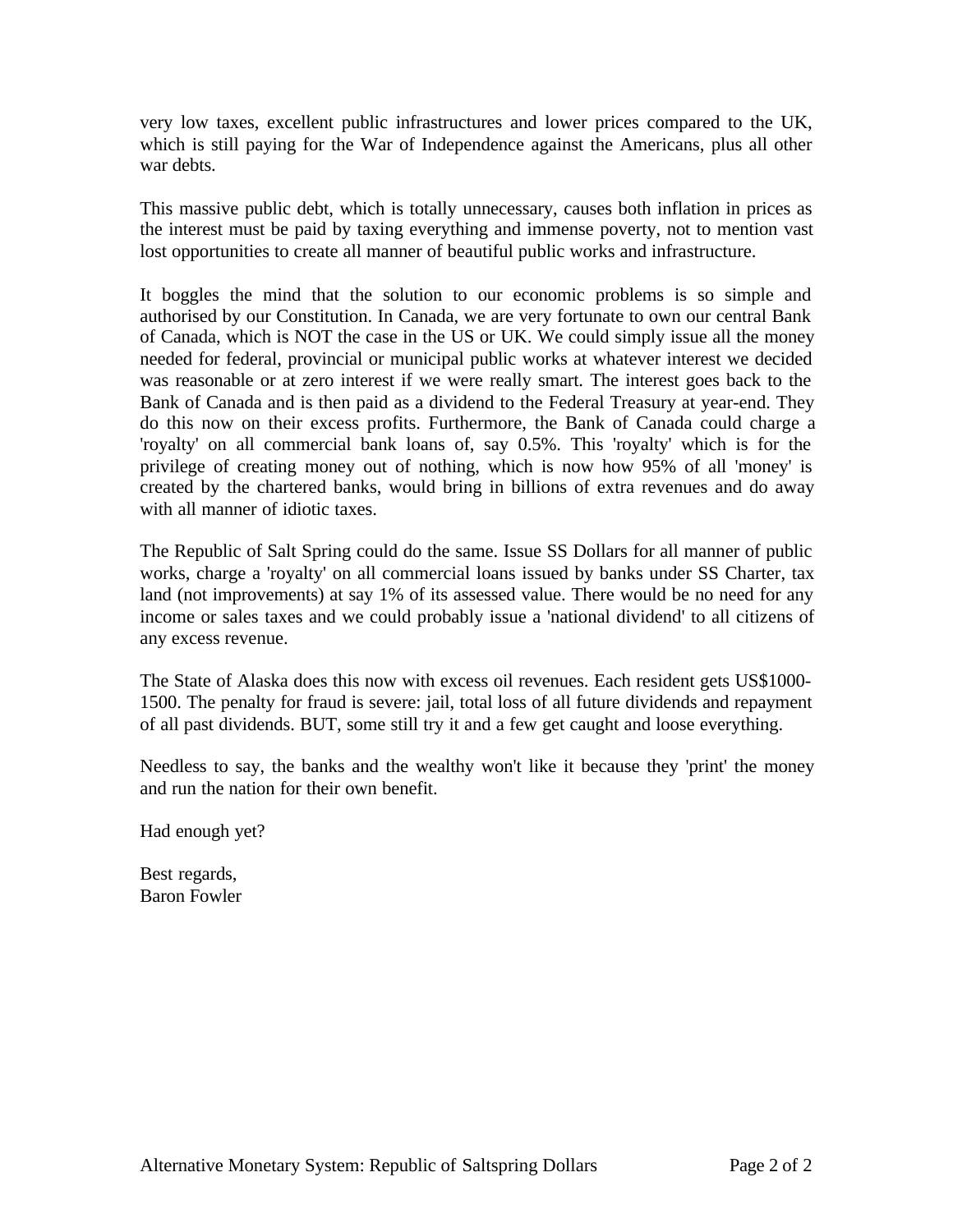very low taxes, excellent public infrastructures and lower prices compared to the UK, which is still paying for the War of Independence against the Americans, plus all other war debts.

This massive public debt, which is totally unnecessary, causes both inflation in prices as the interest must be paid by taxing everything and immense poverty, not to mention vast lost opportunities to create all manner of beautiful public works and infrastructure.

It boggles the mind that the solution to our economic problems is so simple and authorised by our Constitution. In Canada, we are very fortunate to own our central Bank of Canada, which is NOT the case in the US or UK. We could simply issue all the money needed for federal, provincial or municipal public works at whatever interest we decided was reasonable or at zero interest if we were really smart. The interest goes back to the Bank of Canada and is then paid as a dividend to the Federal Treasury at year-end. They do this now on their excess profits. Furthermore, the Bank of Canada could charge a 'royalty' on all commercial bank loans of, say 0.5%. This 'royalty' which is for the privilege of creating money out of nothing, which is now how 95% of all 'money' is created by the chartered banks, would bring in billions of extra revenues and do away with all manner of idiotic taxes.

The Republic of Salt Spring could do the same. Issue SS Dollars for all manner of public works, charge a 'royalty' on all commercial loans issued by banks under SS Charter, tax land (not improvements) at say 1% of its assessed value. There would be no need for any income or sales taxes and we could probably issue a 'national dividend' to all citizens of any excess revenue.

The State of Alaska does this now with excess oil revenues. Each resident gets US$1000-1500. The penalty for fraud is severe: jail, total loss of all future dividends and repayment of all past dividends. BUT, some still try it and a few get caught and loose everything.

Needless to say, the banks and the wealthy won't like it because they 'print' the money and run the nation for their own benefit.

Had enough yet?

Best regards,
Baron Fowler